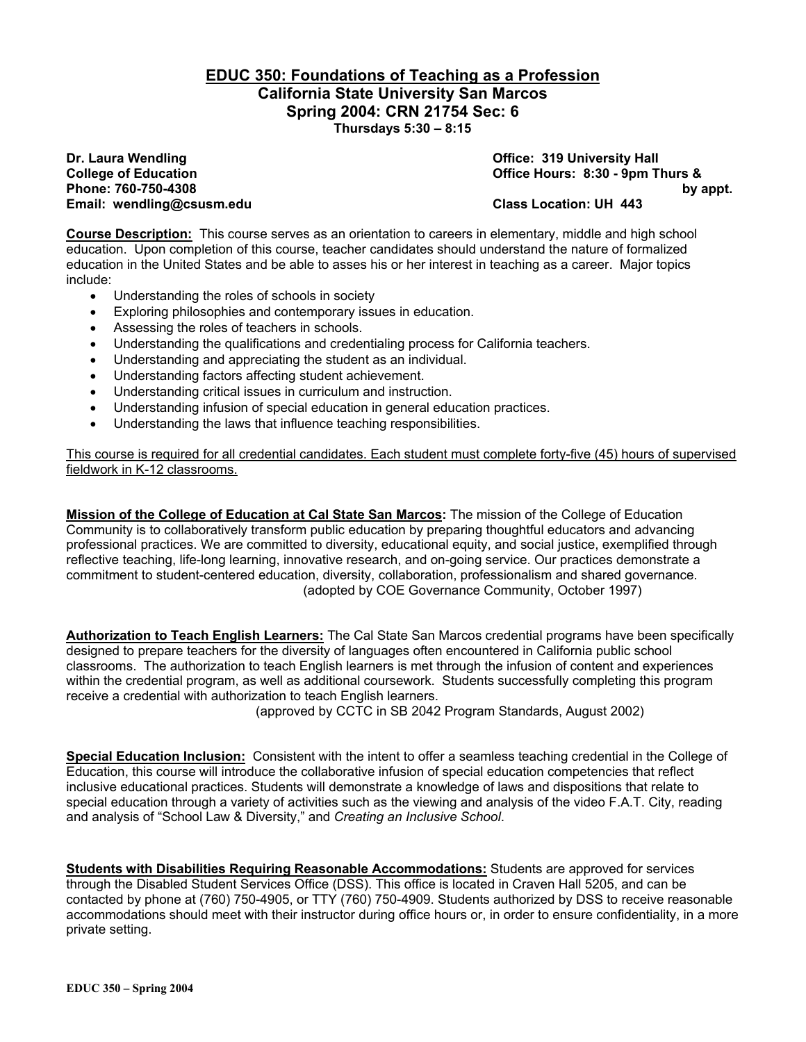# EDUC 350: Foundations of Teaching as a Profession

## California State University San Marcos

## Spring 2004: CRN 21754 Sec: 6

**Thursdays 5:30 – 8:15**

**Dr. Laura Wendling**
**College of Education**
**Phone: 760-750-4308**
**Email: wendling@csusm.edu**

**Office: 319 University Hall**
**Office Hours: 8:30 - 9pm Thurs & by appt.**
**Class Location: UH 443**

**Course Description:** This course serves as an orientation to careers in elementary, middle and high school education. Upon completion of this course, teacher candidates should understand the nature of formalized education in the United States and be able to asses his or her interest in teaching as a career. Major topics include:

- Understanding the roles of schools in society
- Exploring philosophies and contemporary issues in education.
- Assessing the roles of teachers in schools.
- Understanding the qualifications and credentialing process for California teachers.
- Understanding and appreciating the student as an individual.
- Understanding factors affecting student achievement.
- Understanding critical issues in curriculum and instruction.
- Understanding infusion of special education in general education practices.
- Understanding the laws that influence teaching responsibilities.

<u>This course is required for all credential candidates. Each student must complete forty-five (45) hours of supervised fieldwork in K-12 classrooms.</u>

**Mission of the College of Education at Cal State San Marcos:** The mission of the College of Education Community is to collaboratively transform public education by preparing thoughtful educators and advancing professional practices. We are committed to diversity, educational equity, and social justice, exemplified through reflective teaching, life-long learning, innovative research, and on-going service. Our practices demonstrate a commitment to student-centered education, diversity, collaboration, professionalism and shared governance.
(adopted by COE Governance Community, October 1997)

**Authorization to Teach English Learners:** The Cal State San Marcos credential programs have been specifically designed to prepare teachers for the diversity of languages often encountered in California public school classrooms. The authorization to teach English learners is met through the infusion of content and experiences within the credential program, as well as additional coursework. Students successfully completing this program receive a credential with authorization to teach English learners.
(approved by CCTC in SB 2042 Program Standards, August 2002)

**Special Education Inclusion:** Consistent with the intent to offer a seamless teaching credential in the College of Education, this course will introduce the collaborative infusion of special education competencies that reflect inclusive educational practices. Students will demonstrate a knowledge of laws and dispositions that relate to special education through a variety of activities such as the viewing and analysis of the video F.A.T. City, reading and analysis of "School Law & Diversity," and *Creating an Inclusive School*.

**Students with Disabilities Requiring Reasonable Accommodations:** Students are approved for services through the Disabled Student Services Office (DSS). This office is located in Craven Hall 5205, and can be contacted by phone at (760) 750-4905, or TTY (760) 750-4909. Students authorized by DSS to receive reasonable accommodations should meet with their instructor during office hours or, in order to ensure confidentiality, in a more private setting.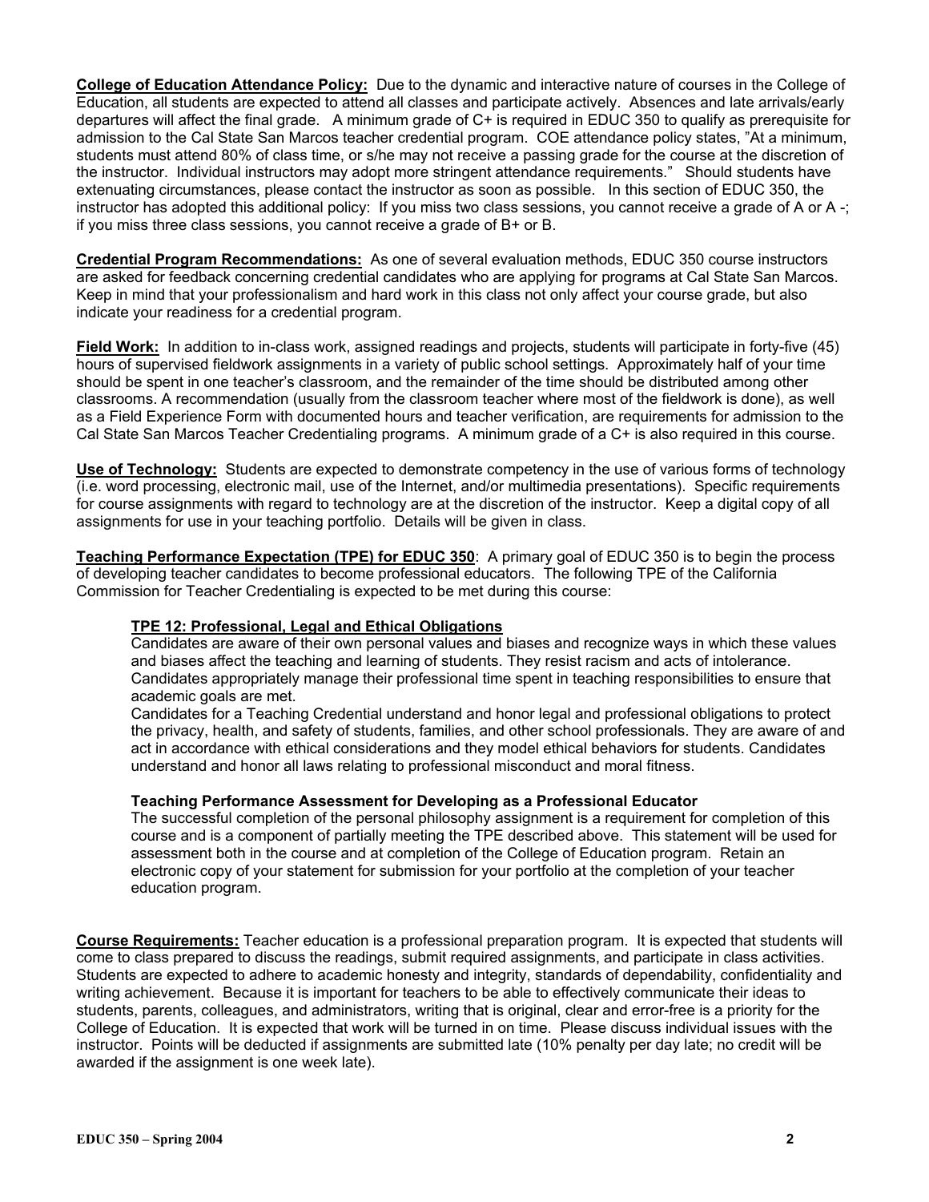**College of Education Attendance Policy:** Due to the dynamic and interactive nature of courses in the College of Education, all students are expected to attend all classes and participate actively. Absences and late arrivals/early departures will affect the final grade. A minimum grade of C+ is required in EDUC 350 to qualify as prerequisite for admission to the Cal State San Marcos teacher credential program. COE attendance policy states, "At a minimum, students must attend 80% of class time, or s/he may not receive a passing grade for the course at the discretion of the instructor. Individual instructors may adopt more stringent attendance requirements." Should students have extenuating circumstances, please contact the instructor as soon as possible. In this section of EDUC 350, the instructor has adopted this additional policy: If you miss two class sessions, you cannot receive a grade of A or A -; if you miss three class sessions, you cannot receive a grade of B+ or B.

**Credential Program Recommendations:** As one of several evaluation methods, EDUC 350 course instructors are asked for feedback concerning credential candidates who are applying for programs at Cal State San Marcos. Keep in mind that your professionalism and hard work in this class not only affect your course grade, but also indicate your readiness for a credential program.

**Field Work:** In addition to in-class work, assigned readings and projects, students will participate in forty-five (45) hours of supervised fieldwork assignments in a variety of public school settings. Approximately half of your time should be spent in one teacher's classroom, and the remainder of the time should be distributed among other classrooms. A recommendation (usually from the classroom teacher where most of the fieldwork is done), as well as a Field Experience Form with documented hours and teacher verification, are requirements for admission to the Cal State San Marcos Teacher Credentialing programs. A minimum grade of a C+ is also required in this course.

**Use of Technology:** Students are expected to demonstrate competency in the use of various forms of technology (i.e. word processing, electronic mail, use of the Internet, and/or multimedia presentations). Specific requirements for course assignments with regard to technology are at the discretion of the instructor. Keep a digital copy of all assignments for use in your teaching portfolio. Details will be given in class.

**Teaching Performance Expectation (TPE) for EDUC 350**: A primary goal of EDUC 350 is to begin the process of developing teacher candidates to become professional educators. The following TPE of the California Commission for Teacher Credentialing is expected to be met during this course:

> **TPE 12: Professional, Legal and Ethical Obligations**
>
> Candidates are aware of their own personal values and biases and recognize ways in which these values and biases affect the teaching and learning of students. They resist racism and acts of intolerance. Candidates appropriately manage their professional time spent in teaching responsibilities to ensure that academic goals are met.
>
> Candidates for a Teaching Credential understand and honor legal and professional obligations to protect the privacy, health, and safety of students, families, and other school professionals. They are aware of and act in accordance with ethical considerations and they model ethical behaviors for students. Candidates understand and honor all laws relating to professional misconduct and moral fitness.
>
> **Teaching Performance Assessment for Developing as a Professional Educator**
>
> The successful completion of the personal philosophy assignment is a requirement for completion of this course and is a component of partially meeting the TPE described above. This statement will be used for assessment both in the course and at completion of the College of Education program. Retain an electronic copy of your statement for submission for your portfolio at the completion of your teacher education program.

**Course Requirements:** Teacher education is a professional preparation program. It is expected that students will come to class prepared to discuss the readings, submit required assignments, and participate in class activities. Students are expected to adhere to academic honesty and integrity, standards of dependability, confidentiality and writing achievement. Because it is important for teachers to be able to effectively communicate their ideas to students, parents, colleagues, and administrators, writing that is original, clear and error-free is a priority for the College of Education. It is expected that work will be turned in on time. Please discuss individual issues with the instructor. Points will be deducted if assignments are submitted late (10% penalty per day late; no credit will be awarded if the assignment is one week late).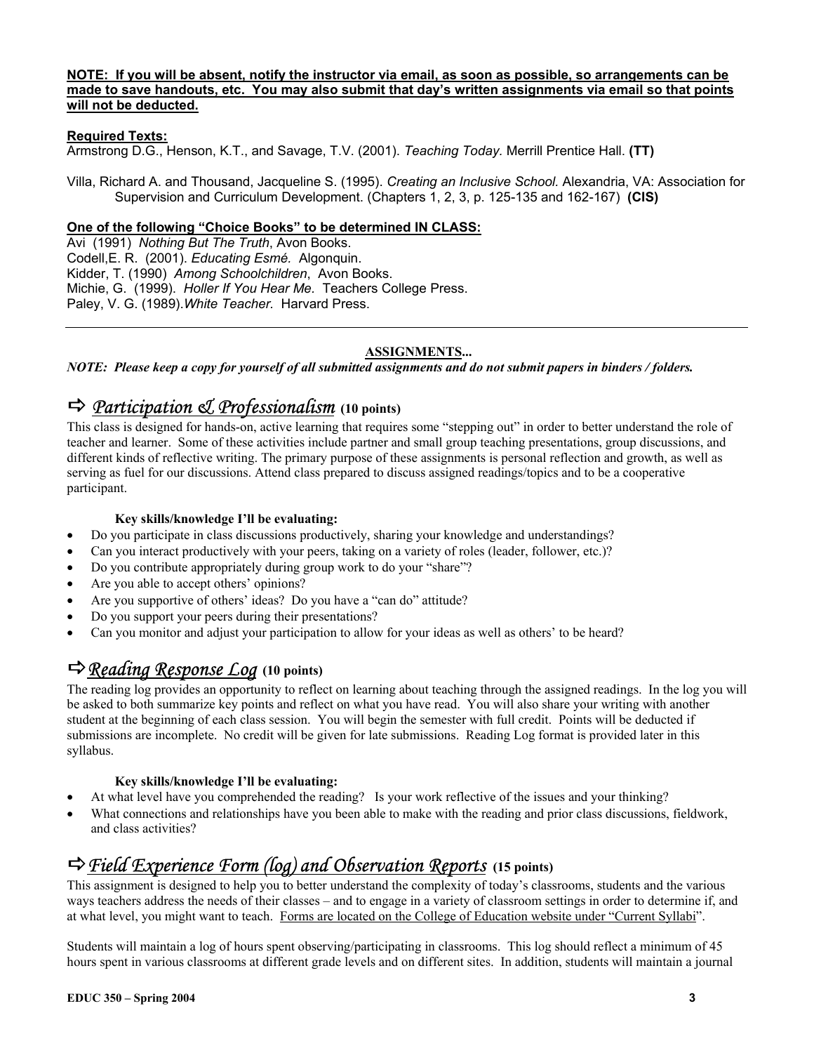**NOTE: If you will be absent, notify the instructor via email, as soon as possible, so arrangements can be made to save handouts, etc. You may also submit that day's written assignments via email so that points will not be deducted.**

**Required Texts:**

Armstrong D.G., Henson, K.T., and Savage, T.V. (2001). *Teaching Today.* Merrill Prentice Hall. **(TT)**

Villa, Richard A. and Thousand, Jacqueline S. (1995). *Creating an Inclusive School.* Alexandria, VA: Association for Supervision and Curriculum Development. (Chapters 1, 2, 3, p. 125-135 and 162-167) **(CIS)**

**One of the following "Choice Books" to be determined IN CLASS:**

Avi (1991) *Nothing But The Truth*, Avon Books.
Codell,E. R. (2001). *Educating Esmé.* Algonquin.
Kidder, T. (1990) *Among Schoolchildren*, Avon Books.
Michie, G. (1999). *Holler If You Hear Me.* Teachers College Press.
Paley, V. G. (1989).*White Teacher.* Harvard Press.

---

## ASSIGNMENTS...

***NOTE: Please keep a copy for yourself of all submitted assignments and do not submit papers in binders / folders.***

## ⇨ *Participation & Professionalism* (10 points)

This class is designed for hands-on, active learning that requires some "stepping out" in order to better understand the role of teacher and learner. Some of these activities include partner and small group teaching presentations, group discussions, and different kinds of reflective writing. The primary purpose of these assignments is personal reflection and growth, as well as serving as fuel for our discussions. Attend class prepared to discuss assigned readings/topics and to be a cooperative participant.

**Key skills/knowledge I'll be evaluating:**

- Do you participate in class discussions productively, sharing your knowledge and understandings?
- Can you interact productively with your peers, taking on a variety of roles (leader, follower, etc.)?
- Do you contribute appropriately during group work to do your "share"?
- Are you able to accept others' opinions?
- Are you supportive of others' ideas? Do you have a "can do" attitude?
- Do you support your peers during their presentations?
- Can you monitor and adjust your participation to allow for your ideas as well as others' to be heard?

## ⇨ *Reading Response Log* (10 points)

The reading log provides an opportunity to reflect on learning about teaching through the assigned readings. In the log you will be asked to both summarize key points and reflect on what you have read. You will also share your writing with another student at the beginning of each class session. You will begin the semester with full credit. Points will be deducted if submissions are incomplete. No credit will be given for late submissions. Reading Log format is provided later in this syllabus.

**Key skills/knowledge I'll be evaluating:**

- At what level have you comprehended the reading? Is your work reflective of the issues and your thinking?
- What connections and relationships have you been able to make with the reading and prior class discussions, fieldwork, and class activities?

## ⇨ *Field Experience Form (log) and Observation Reports* (15 points)

This assignment is designed to help you to better understand the complexity of today's classrooms, students and the various ways teachers address the needs of their classes – and to engage in a variety of classroom settings in order to determine if, and at what level, you might want to teach. Forms are located on the College of Education website under "Current Syllabi".

Students will maintain a log of hours spent observing/participating in classrooms. This log should reflect a minimum of 45 hours spent in various classrooms at different grade levels and on different sites. In addition, students will maintain a journal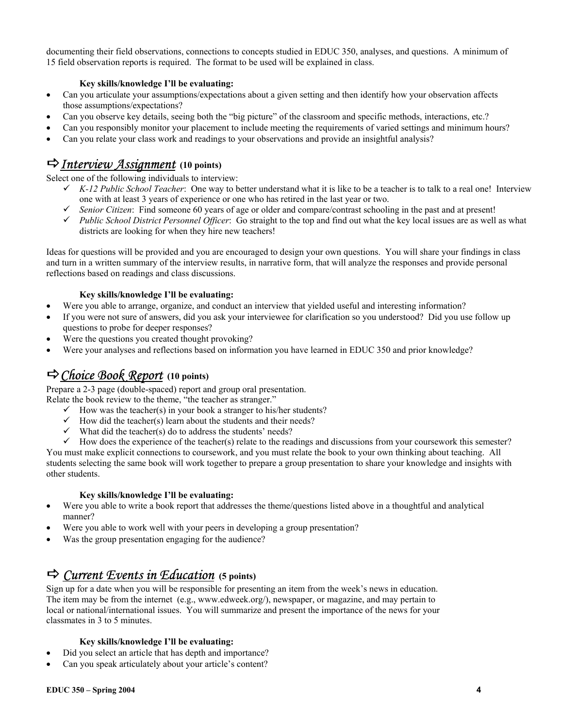documenting their field observations, connections to concepts studied in EDUC 350, analyses, and questions. A minimum of 15 field observation reports is required. The format to be used will be explained in class.

**Key skills/knowledge I'll be evaluating:**

- Can you articulate your assumptions/expectations about a given setting and then identify how your observation affects those assumptions/expectations?
- Can you observe key details, seeing both the "big picture" of the classroom and specific methods, interactions, etc.?
- Can you responsibly monitor your placement to include meeting the requirements of varied settings and minimum hours?
- Can you relate your class work and readings to your observations and provide an insightful analysis?

## ⇨ *Interview Assignment* (10 points)

Select one of the following individuals to interview:

- ✓ *K-12 Public School Teacher*: One way to better understand what it is like to be a teacher is to talk to a real one! Interview one with at least 3 years of experience or one who has retired in the last year or two.
- ✓ *Senior Citizen*: Find someone 60 years of age or older and compare/contrast schooling in the past and at present!
- ✓ *Public School District Personnel Officer*: Go straight to the top and find out what the key local issues are as well as what districts are looking for when they hire new teachers!

Ideas for questions will be provided and you are encouraged to design your own questions. You will share your findings in class and turn in a written summary of the interview results, in narrative form, that will analyze the responses and provide personal reflections based on readings and class discussions.

**Key skills/knowledge I'll be evaluating:**

- Were you able to arrange, organize, and conduct an interview that yielded useful and interesting information?
- If you were not sure of answers, did you ask your interviewee for clarification so you understood? Did you use follow up questions to probe for deeper responses?
- Were the questions you created thought provoking?
- Were your analyses and reflections based on information you have learned in EDUC 350 and prior knowledge?

## ⇨ *Choice Book Report* (10 points)

Prepare a 2-3 page (double-spaced) report and group oral presentation.
Relate the book review to the theme, "the teacher as stranger."

- ✓ How was the teacher(s) in your book a stranger to his/her students?
- ✓ How did the teacher(s) learn about the students and their needs?
- ✓ What did the teacher(s) do to address the students' needs?
- ✓ How does the experience of the teacher(s) relate to the readings and discussions from your coursework this semester?

You must make explicit connections to coursework, and you must relate the book to your own thinking about teaching. All students selecting the same book will work together to prepare a group presentation to share your knowledge and insights with other students.

**Key skills/knowledge I'll be evaluating:**

- Were you able to write a book report that addresses the theme/questions listed above in a thoughtful and analytical manner?
- Were you able to work well with your peers in developing a group presentation?
- Was the group presentation engaging for the audience?

## ⇨ *Current Events in Education* (5 points)

Sign up for a date when you will be responsible for presenting an item from the week's news in education. The item may be from the internet (e.g., www.edweek.org/), newspaper, or magazine, and may pertain to local or national/international issues. You will summarize and present the importance of the news for your classmates in 3 to 5 minutes.

**Key skills/knowledge I'll be evaluating:**

- Did you select an article that has depth and importance?
- Can you speak articulately about your article's content?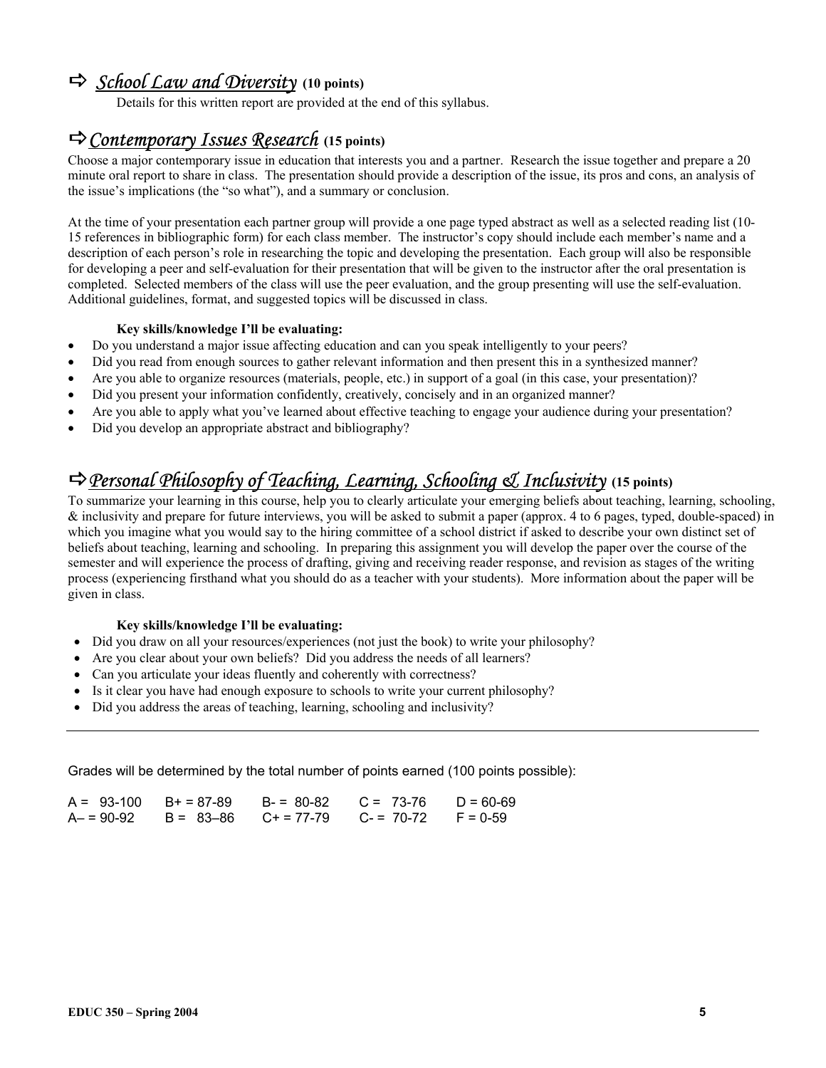## ⇨ *School Law and Diversity* (10 points)

Details for this written report are provided at the end of this syllabus.

## ⇨ *Contemporary Issues Research* (15 points)

Choose a major contemporary issue in education that interests you and a partner. Research the issue together and prepare a 20 minute oral report to share in class. The presentation should provide a description of the issue, its pros and cons, an analysis of the issue's implications (the "so what"), and a summary or conclusion.

At the time of your presentation each partner group will provide a one page typed abstract as well as a selected reading list (10-15 references in bibliographic form) for each class member. The instructor's copy should include each member's name and a description of each person's role in researching the topic and developing the presentation. Each group will also be responsible for developing a peer and self-evaluation for their presentation that will be given to the instructor after the oral presentation is completed. Selected members of the class will use the peer evaluation, and the group presenting will use the self-evaluation. Additional guidelines, format, and suggested topics will be discussed in class.

**Key skills/knowledge I'll be evaluating:**

- Do you understand a major issue affecting education and can you speak intelligently to your peers?
- Did you read from enough sources to gather relevant information and then present this in a synthesized manner?
- Are you able to organize resources (materials, people, etc.) in support of a goal (in this case, your presentation)?
- Did you present your information confidently, creatively, concisely and in an organized manner?
- Are you able to apply what you've learned about effective teaching to engage your audience during your presentation?
- Did you develop an appropriate abstract and bibliography?

## ⇨ *Personal Philosophy of Teaching, Learning, Schooling & Inclusivity* (15 points)

To summarize your learning in this course, help you to clearly articulate your emerging beliefs about teaching, learning, schooling, & inclusivity and prepare for future interviews, you will be asked to submit a paper (approx. 4 to 6 pages, typed, double-spaced) in which you imagine what you would say to the hiring committee of a school district if asked to describe your own distinct set of beliefs about teaching, learning and schooling. In preparing this assignment you will develop the paper over the course of the semester and will experience the process of drafting, giving and receiving reader response, and revision as stages of the writing process (experiencing firsthand what you should do as a teacher with your students). More information about the paper will be given in class.

**Key skills/knowledge I'll be evaluating:**

- Did you draw on all your resources/experiences (not just the book) to write your philosophy?
- Are you clear about your own beliefs? Did you address the needs of all learners?
- Can you articulate your ideas fluently and coherently with correctness?
- Is it clear you have had enough exposure to schools to write your current philosophy?
- Did you address the areas of teaching, learning, schooling and inclusivity?

---

Grades will be determined by the total number of points earned (100 points possible):

| | | | | |
|---|---|---|---|---|
| A = 93-100 | B+ = 87-89 | B- = 80-82 | C = 73-76 | D = 60-69 |
| A– = 90-92 | B = 83–86 | C+ = 77-79 | C- = 70-72 | F = 0-59 |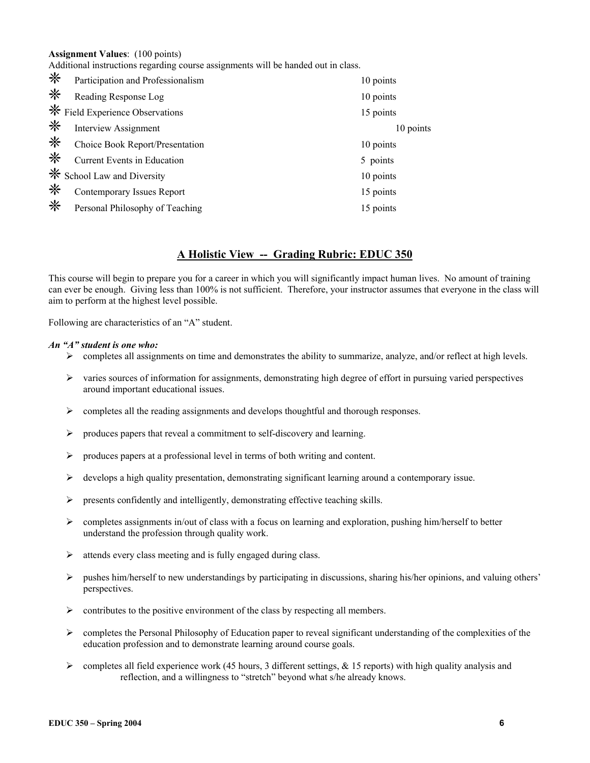**Assignment Values**: (100 points)
Additional instructions regarding course assignments will be handed out in class.

| | |
|---|---|
| ✳ Participation and Professionalism | 10 points |
| ✳ Reading Response Log | 10 points |
| ✳ Field Experience Observations | 15 points |
| ✳ Interview Assignment | 10 points |
| ✳ Choice Book Report/Presentation | 10 points |
| ✳ Current Events in Education | 5 points |
| ✳ School Law and Diversity | 10 points |
| ✳ Contemporary Issues Report | 15 points |
| ✳ Personal Philosophy of Teaching | 15 points |

## <u>A Holistic View -- Grading Rubric: EDUC 350</u>

This course will begin to prepare you for a career in which you will significantly impact human lives. No amount of training can ever be enough. Giving less than 100% is not sufficient. Therefore, your instructor assumes that everyone in the class will aim to perform at the highest level possible.

Following are characteristics of an "A" student.

***An "A" student is one who:***

- completes all assignments on time and demonstrates the ability to summarize, analyze, and/or reflect at high levels.
- varies sources of information for assignments, demonstrating high degree of effort in pursuing varied perspectives around important educational issues.
- completes all the reading assignments and develops thoughtful and thorough responses.
- produces papers that reveal a commitment to self-discovery and learning.
- produces papers at a professional level in terms of both writing and content.
- develops a high quality presentation, demonstrating significant learning around a contemporary issue.
- presents confidently and intelligently, demonstrating effective teaching skills.
- completes assignments in/out of class with a focus on learning and exploration, pushing him/herself to better understand the profession through quality work.
- attends every class meeting and is fully engaged during class.
- pushes him/herself to new understandings by participating in discussions, sharing his/her opinions, and valuing others' perspectives.
- contributes to the positive environment of the class by respecting all members.
- completes the Personal Philosophy of Education paper to reveal significant understanding of the complexities of the education profession and to demonstrate learning around course goals.
- completes all field experience work (45 hours, 3 different settings, & 15 reports) with high quality analysis and reflection, and a willingness to "stretch" beyond what s/he already knows.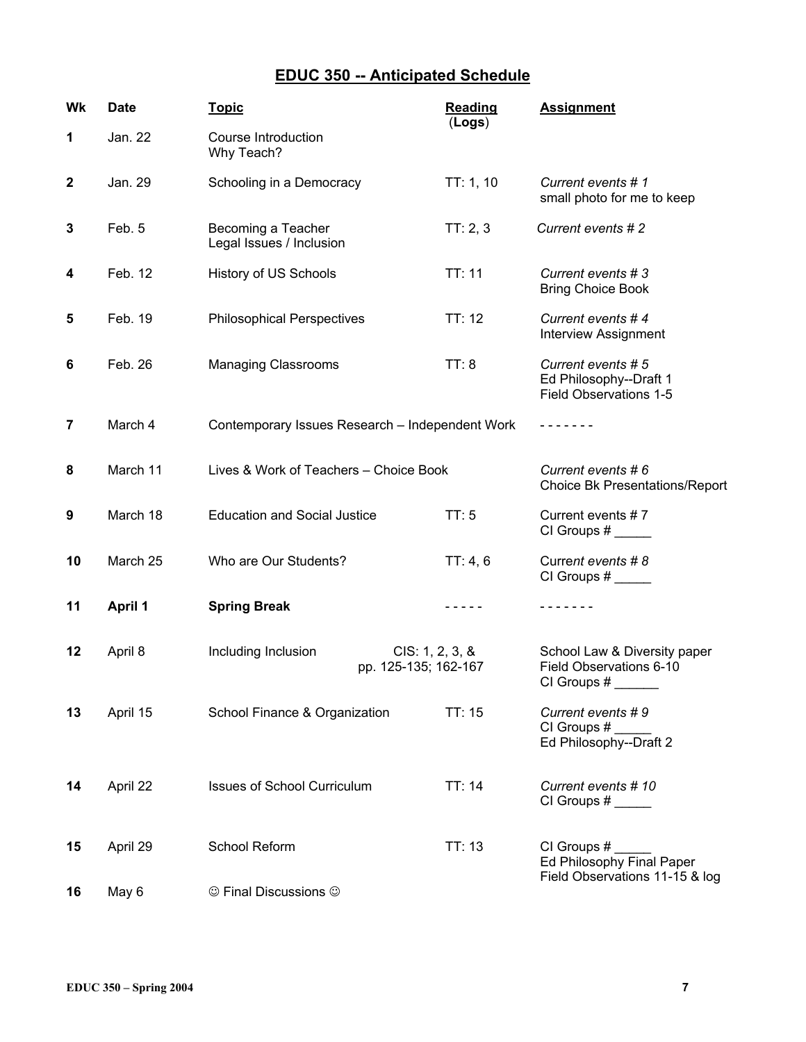# EDUC 350 -- Anticipated Schedule

| Wk | Date | Topic | Reading (Logs) | Assignment |
|---|---|---|---|---|
| 1 | Jan. 22 | Course Introduction<br>Why Teach? | | |
| 2 | Jan. 29 | Schooling in a Democracy | TT: 1, 10 | *Current events # 1*<br>small photo for me to keep |
| 3 | Feb. 5 | Becoming a Teacher<br>Legal Issues / Inclusion | TT: 2, 3 | *Current events # 2* |
| 4 | Feb. 12 | History of US Schools | TT: 11 | *Current events # 3*<br>Bring Choice Book |
| 5 | Feb. 19 | Philosophical Perspectives | TT: 12 | *Current events # 4*<br>Interview Assignment |
| 6 | Feb. 26 | Managing Classrooms | TT: 8 | *Current events # 5*<br>Ed Philosophy--Draft 1<br>Field Observations 1-5 |
| 7 | March 4 | Contemporary Issues Research – Independent Work | | - - - - - - - |
| 8 | March 11 | Lives & Work of Teachers – Choice Book | | *Current events # 6*<br>Choice Bk Presentations/Report |
| 9 | March 18 | Education and Social Justice | TT: 5 | Current events # 7<br>CI Groups # _____ |
| 10 | March 25 | Who are Our Students? | TT: 4, 6 | Current *events # 8*<br>CI Groups # _____ |
| 11 | **April 1** | **Spring Break** | - - - - - | - - - - - - - |
| 12 | April 8 | Including Inclusion | CIS: 1, 2, 3, & pp. 125-135; 162-167 | School Law & Diversity paper<br>Field Observations 6-10<br>CI Groups # ______ |
| 13 | April 15 | School Finance & Organization | TT: 15 | *Current events # 9*<br>CI Groups # _____<br>Ed Philosophy--Draft 2 |
| 14 | April 22 | Issues of School Curriculum | TT: 14 | *Current events # 10*<br>CI Groups # _____ |
| 15 | April 29 | School Reform | TT: 13 | CI Groups # _____<br>Ed Philosophy Final Paper<br>Field Observations 11-15 & log |
| 16 | May 6 | ☺ Final Discussions ☺ | | |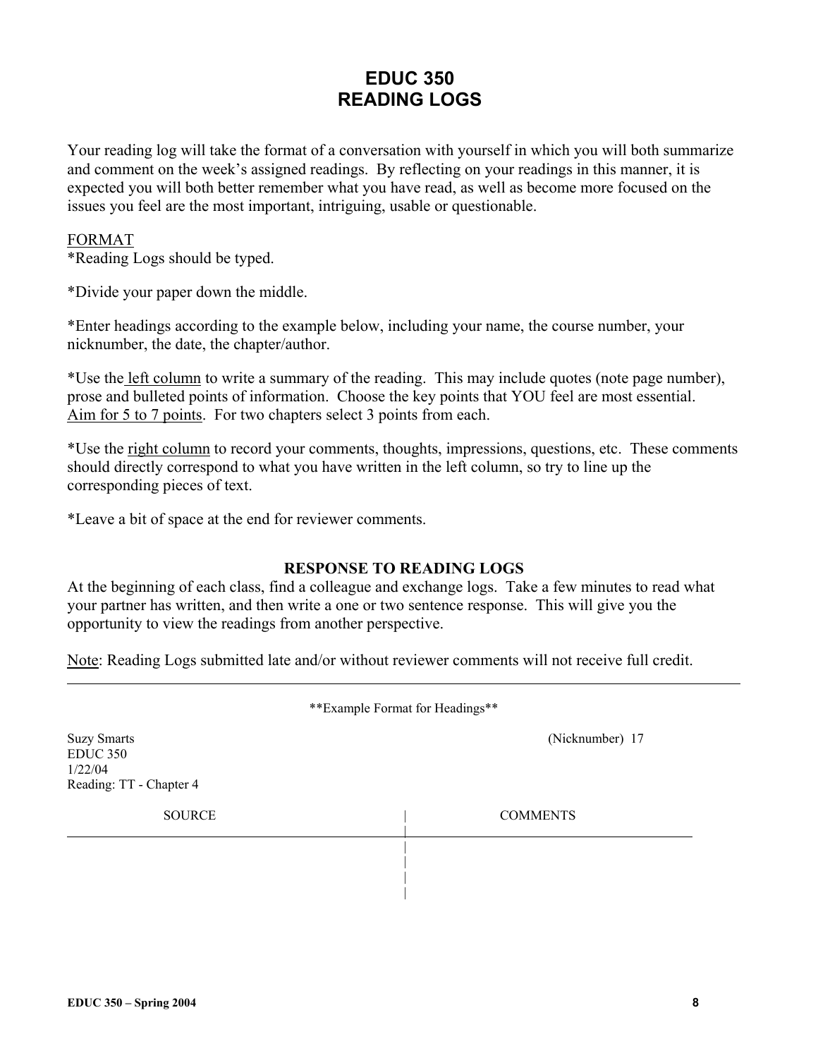# EDUC 350
# READING LOGS

Your reading log will take the format of a conversation with yourself in which you will both summarize and comment on the week's assigned readings. By reflecting on your readings in this manner, it is expected you will both better remember what you have read, as well as become more focused on the issues you feel are the most important, intriguing, usable or questionable.

<u>FORMAT</u>

*Reading Logs should be typed.

*Divide your paper down the middle.

*Enter headings according to the example below, including your name, the course number, your nicknumber, the date, the chapter/author.

*Use the <u>left column</u> to write a summary of the reading. This may include quotes (note page number), prose and bulleted points of information. Choose the key points that YOU feel are most essential. <u>Aim for 5 to 7 points</u>. For two chapters select 3 points from each.

*Use the <u>right column</u> to record your comments, thoughts, impressions, questions, etc. These comments should directly correspond to what you have written in the left column, so try to line up the corresponding pieces of text.

*Leave a bit of space at the end for reviewer comments.

### RESPONSE TO READING LOGS

At the beginning of each class, find a colleague and exchange logs. Take a few minutes to read what your partner has written, and then write a one or two sentence response. This will give you the opportunity to view the readings from another perspective.

<u>Note</u>: Reading Logs submitted late and/or without reviewer comments will not receive full credit.

---

**Example Format for Headings**

Suzy Smarts (Nicknumber) 17
EDUC 350
1/22/04
Reading: TT - Chapter 4

| SOURCE | COMMENTS |
|---|---|
| | |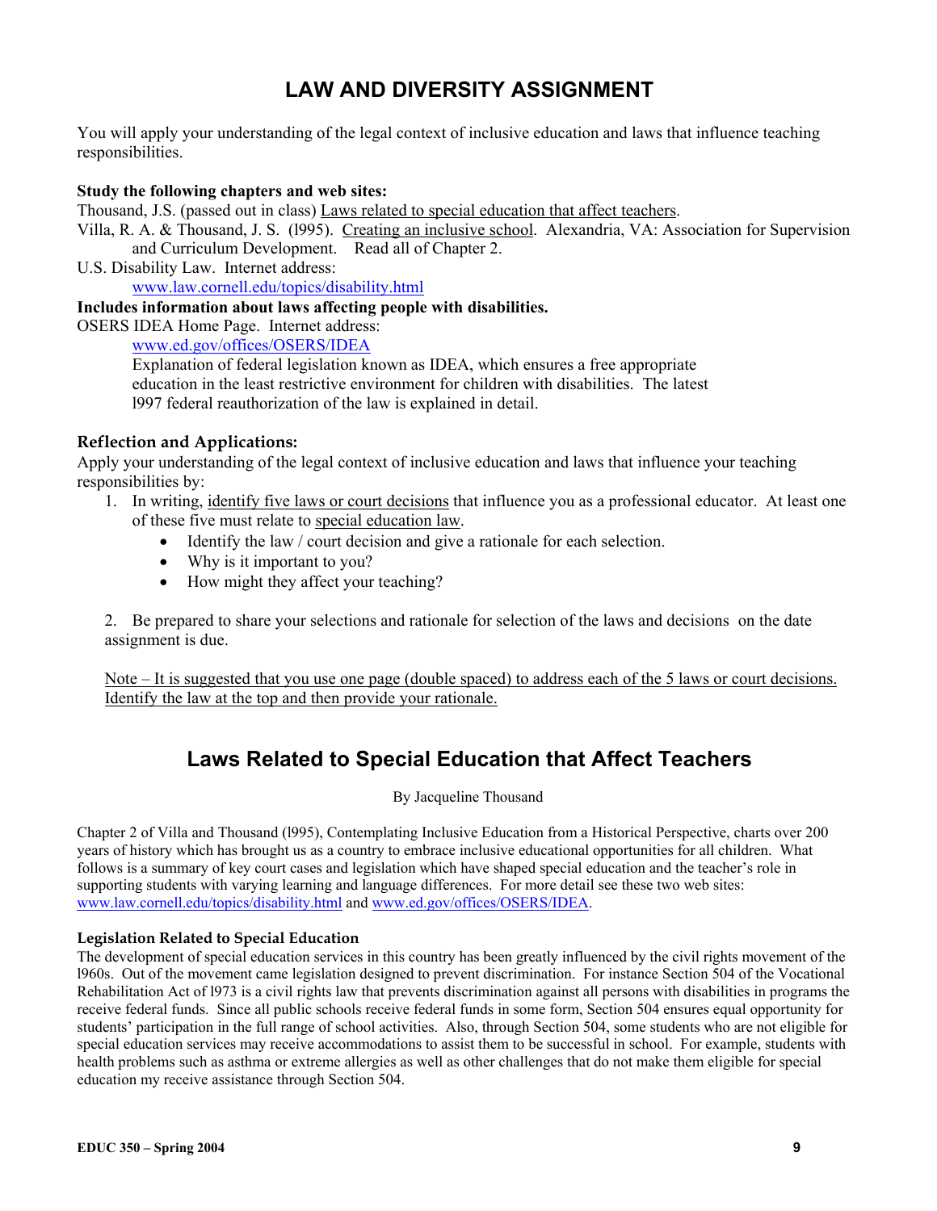# LAW AND DIVERSITY ASSIGNMENT

You will apply your understanding of the legal context of inclusive education and laws that influence teaching responsibilities.

**Study the following chapters and web sites:**

Thousand, J.S. (passed out in class) Laws related to special education that affect teachers.

Villa, R. A. & Thousand, J. S. (l995). Creating an inclusive school. Alexandria, VA: Association for Supervision and Curriculum Development. Read all of Chapter 2.

U.S. Disability Law. Internet address:
www.law.cornell.edu/topics/disability.html

**Includes information about laws affecting people with disabilities.**

OSERS IDEA Home Page. Internet address:
www.ed.gov/offices/OSERS/IDEA
Explanation of federal legislation known as IDEA, which ensures a free appropriate education in the least restrictive environment for children with disabilities. The latest l997 federal reauthorization of the law is explained in detail.

### Reflection and Applications:

Apply your understanding of the legal context of inclusive education and laws that influence your teaching responsibilities by:

1. In writing, identify five laws or court decisions that influence you as a professional educator. At least one of these five must relate to special education law.
   - Identify the law / court decision and give a rationale for each selection.
   - Why is it important to you?
   - How might they affect your teaching?

2. Be prepared to share your selections and rationale for selection of the laws and decisions on the date assignment is due.

Note – It is suggested that you use one page (double spaced) to address each of the 5 laws or court decisions. Identify the law at the top and then provide your rationale.

# Laws Related to Special Education that Affect Teachers

By Jacqueline Thousand

Chapter 2 of Villa and Thousand (l995), Contemplating Inclusive Education from a Historical Perspective, charts over 200 years of history which has brought us as a country to embrace inclusive educational opportunities for all children. What follows is a summary of key court cases and legislation which have shaped special education and the teacher's role in supporting students with varying learning and language differences. For more detail see these two web sites: www.law.cornell.edu/topics/disability.html and www.ed.gov/offices/OSERS/IDEA.

### Legislation Related to Special Education

The development of special education services in this country has been greatly influenced by the civil rights movement of the l960s. Out of the movement came legislation designed to prevent discrimination. For instance Section 504 of the Vocational Rehabilitation Act of l973 is a civil rights law that prevents discrimination against all persons with disabilities in programs the receive federal funds. Since all public schools receive federal funds in some form, Section 504 ensures equal opportunity for students' participation in the full range of school activities. Also, through Section 504, some students who are not eligible for special education services may receive accommodations to assist them to be successful in school. For example, students with health problems such as asthma or extreme allergies as well as other challenges that do not make them eligible for special education my receive assistance through Section 504.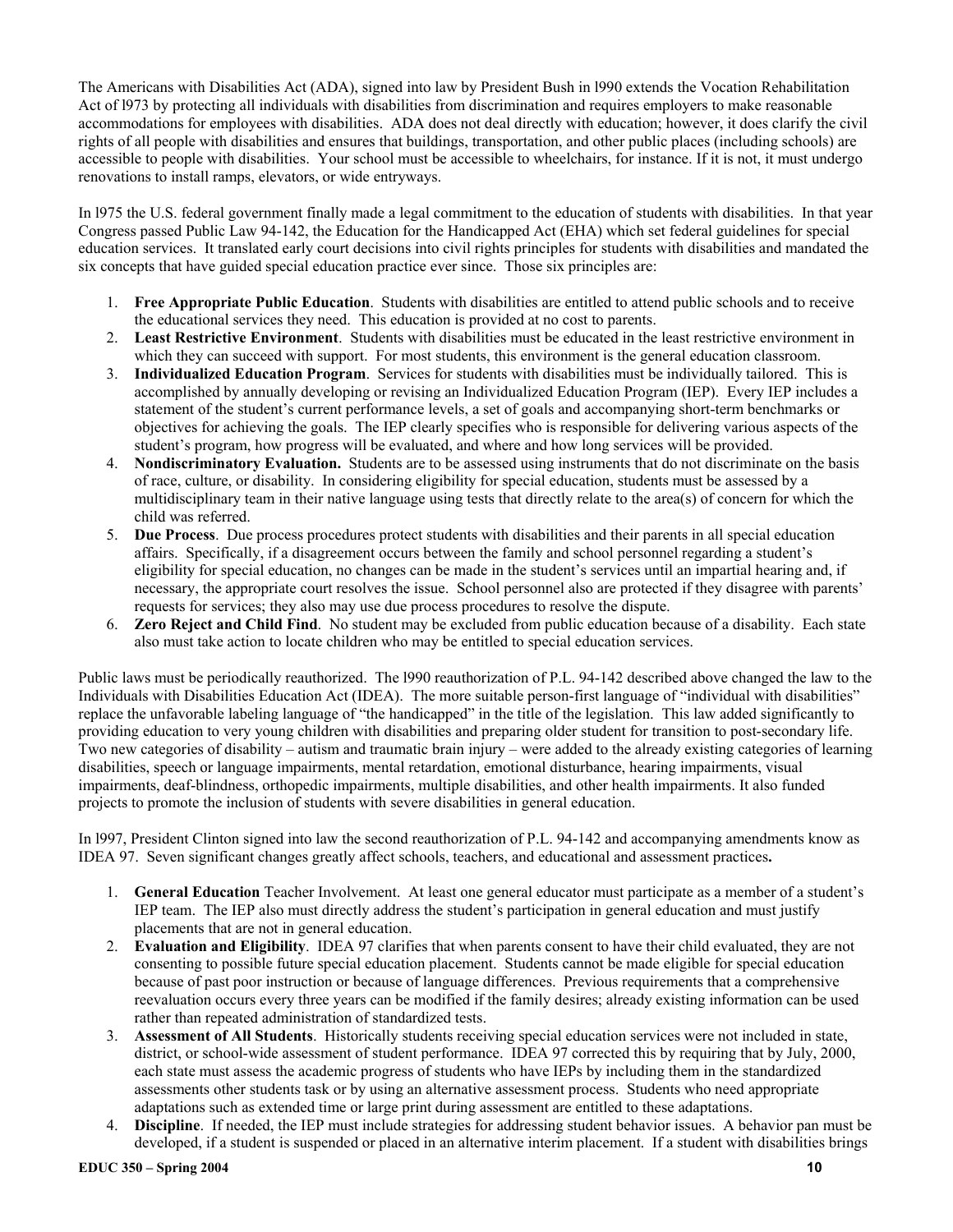The Americans with Disabilities Act (ADA), signed into law by President Bush in l990 extends the Vocation Rehabilitation Act of l973 by protecting all individuals with disabilities from discrimination and requires employers to make reasonable accommodations for employees with disabilities. ADA does not deal directly with education; however, it does clarify the civil rights of all people with disabilities and ensures that buildings, transportation, and other public places (including schools) are accessible to people with disabilities. Your school must be accessible to wheelchairs, for instance. If it is not, it must undergo renovations to install ramps, elevators, or wide entryways.

In l975 the U.S. federal government finally made a legal commitment to the education of students with disabilities. In that year Congress passed Public Law 94-142, the Education for the Handicapped Act (EHA) which set federal guidelines for special education services. It translated early court decisions into civil rights principles for students with disabilities and mandated the six concepts that have guided special education practice ever since. Those six principles are:

1. **Free Appropriate Public Education**. Students with disabilities are entitled to attend public schools and to receive the educational services they need. This education is provided at no cost to parents.
2. **Least Restrictive Environment**. Students with disabilities must be educated in the least restrictive environment in which they can succeed with support. For most students, this environment is the general education classroom.
3. **Individualized Education Program**. Services for students with disabilities must be individually tailored. This is accomplished by annually developing or revising an Individualized Education Program (IEP). Every IEP includes a statement of the student's current performance levels, a set of goals and accompanying short-term benchmarks or objectives for achieving the goals. The IEP clearly specifies who is responsible for delivering various aspects of the student's program, how progress will be evaluated, and where and how long services will be provided.
4. **Nondiscriminatory Evaluation.** Students are to be assessed using instruments that do not discriminate on the basis of race, culture, or disability. In considering eligibility for special education, students must be assessed by a multidisciplinary team in their native language using tests that directly relate to the area(s) of concern for which the child was referred.
5. **Due Process**. Due process procedures protect students with disabilities and their parents in all special education affairs. Specifically, if a disagreement occurs between the family and school personnel regarding a student's eligibility for special education, no changes can be made in the student's services until an impartial hearing and, if necessary, the appropriate court resolves the issue. School personnel also are protected if they disagree with parents' requests for services; they also may use due process procedures to resolve the dispute.
6. **Zero Reject and Child Find**. No student may be excluded from public education because of a disability. Each state also must take action to locate children who may be entitled to special education services.

Public laws must be periodically reauthorized. The l990 reauthorization of P.L. 94-142 described above changed the law to the Individuals with Disabilities Education Act (IDEA). The more suitable person-first language of "individual with disabilities" replace the unfavorable labeling language of "the handicapped" in the title of the legislation. This law added significantly to providing education to very young children with disabilities and preparing older student for transition to post-secondary life. Two new categories of disability – autism and traumatic brain injury – were added to the already existing categories of learning disabilities, speech or language impairments, mental retardation, emotional disturbance, hearing impairments, visual impairments, deaf-blindness, orthopedic impairments, multiple disabilities, and other health impairments. It also funded projects to promote the inclusion of students with severe disabilities in general education.

In l997, President Clinton signed into law the second reauthorization of P.L. 94-142 and accompanying amendments know as IDEA 97. Seven significant changes greatly affect schools, teachers, and educational and assessment practices**.**

1. **General Education** Teacher Involvement. At least one general educator must participate as a member of a student's IEP team. The IEP also must directly address the student's participation in general education and must justify placements that are not in general education.
2. **Evaluation and Eligibility**. IDEA 97 clarifies that when parents consent to have their child evaluated, they are not consenting to possible future special education placement. Students cannot be made eligible for special education because of past poor instruction or because of language differences. Previous requirements that a comprehensive reevaluation occurs every three years can be modified if the family desires; already existing information can be used rather than repeated administration of standardized tests.
3. **Assessment of All Students**. Historically students receiving special education services were not included in state, district, or school-wide assessment of student performance. IDEA 97 corrected this by requiring that by July, 2000, each state must assess the academic progress of students who have IEPs by including them in the standardized assessments other students task or by using an alternative assessment process. Students who need appropriate adaptations such as extended time or large print during assessment are entitled to these adaptations.
4. **Discipline**. If needed, the IEP must include strategies for addressing student behavior issues. A behavior pan must be developed, if a student is suspended or placed in an alternative interim placement. If a student with disabilities brings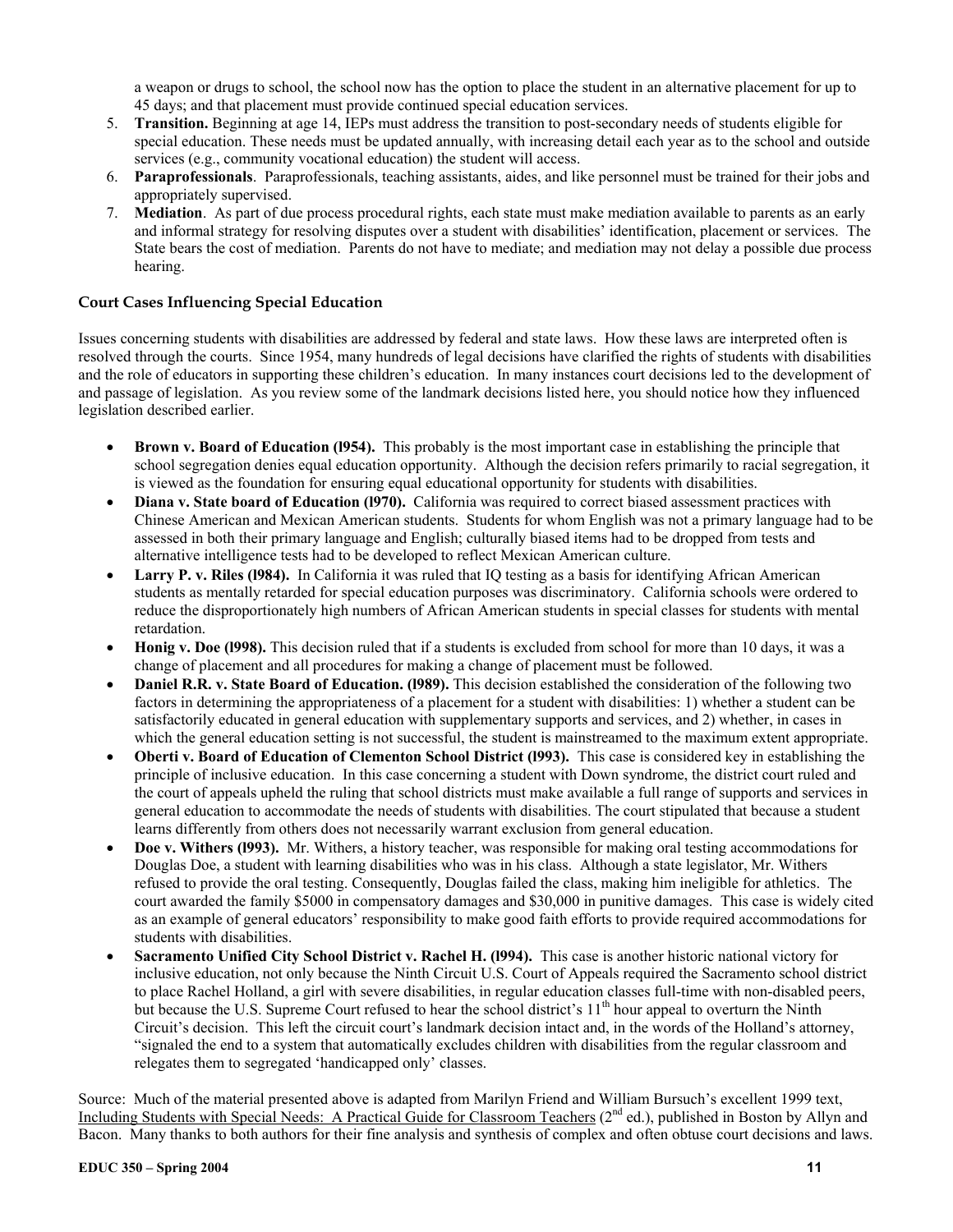a weapon or drugs to school, the school now has the option to place the student in an alternative placement for up to 45 days; and that placement must provide continued special education services.

5. **Transition.** Beginning at age 14, IEPs must address the transition to post-secondary needs of students eligible for special education. These needs must be updated annually, with increasing detail each year as to the school and outside services (e.g., community vocational education) the student will access.
6. **Paraprofessionals**. Paraprofessionals, teaching assistants, aides, and like personnel must be trained for their jobs and appropriately supervised.
7. **Mediation**. As part of due process procedural rights, each state must make mediation available to parents as an early and informal strategy for resolving disputes over a student with disabilities' identification, placement or services. The State bears the cost of mediation. Parents do not have to mediate; and mediation may not delay a possible due process hearing.

### Court Cases Influencing Special Education

Issues concerning students with disabilities are addressed by federal and state laws. How these laws are interpreted often is resolved through the courts. Since 1954, many hundreds of legal decisions have clarified the rights of students with disabilities and the role of educators in supporting these children's education. In many instances court decisions led to the development of and passage of legislation. As you review some of the landmark decisions listed here, you should notice how they influenced legislation described earlier.

- **Brown v. Board of Education (l954).** This probably is the most important case in establishing the principle that school segregation denies equal education opportunity. Although the decision refers primarily to racial segregation, it is viewed as the foundation for ensuring equal educational opportunity for students with disabilities.
- **Diana v. State board of Education (l970).** California was required to correct biased assessment practices with Chinese American and Mexican American students. Students for whom English was not a primary language had to be assessed in both their primary language and English; culturally biased items had to be dropped from tests and alternative intelligence tests had to be developed to reflect Mexican American culture.
- **Larry P. v. Riles (l984).** In California it was ruled that IQ testing as a basis for identifying African American students as mentally retarded for special education purposes was discriminatory. California schools were ordered to reduce the disproportionately high numbers of African American students in special classes for students with mental retardation.
- **Honig v. Doe (l998).** This decision ruled that if a students is excluded from school for more than 10 days, it was a change of placement and all procedures for making a change of placement must be followed.
- **Daniel R.R. v. State Board of Education. (l989).** This decision established the consideration of the following two factors in determining the appropriateness of a placement for a student with disabilities: 1) whether a student can be satisfactorily educated in general education with supplementary supports and services, and 2) whether, in cases in which the general education setting is not successful, the student is mainstreamed to the maximum extent appropriate.
- **Oberti v. Board of Education of Clementon School District (l993).** This case is considered key in establishing the principle of inclusive education. In this case concerning a student with Down syndrome, the district court ruled and the court of appeals upheld the ruling that school districts must make available a full range of supports and services in general education to accommodate the needs of students with disabilities. The court stipulated that because a student learns differently from others does not necessarily warrant exclusion from general education.
- **Doe v. Withers (l993).** Mr. Withers, a history teacher, was responsible for making oral testing accommodations for Douglas Doe, a student with learning disabilities who was in his class. Although a state legislator, Mr. Withers refused to provide the oral testing. Consequently, Douglas failed the class, making him ineligible for athletics. The court awarded the family $5000 in compensatory damages and $30,000 in punitive damages. This case is widely cited as an example of general educators' responsibility to make good faith efforts to provide required accommodations for students with disabilities.
- **Sacramento Unified City School District v. Rachel H. (l994).** This case is another historic national victory for inclusive education, not only because the Ninth Circuit U.S. Court of Appeals required the Sacramento school district to place Rachel Holland, a girl with severe disabilities, in regular education classes full-time with non-disabled peers, but because the U.S. Supreme Court refused to hear the school district's 11th hour appeal to overturn the Ninth Circuit's decision. This left the circuit court's landmark decision intact and, in the words of the Holland's attorney, "signaled the end to a system that automatically excludes children with disabilities from the regular classroom and relegates them to segregated 'handicapped only' classes.

Source: Much of the material presented above is adapted from Marilyn Friend and William Bursuch's excellent 1999 text, Including Students with Special Needs: A Practical Guide for Classroom Teachers (2nd ed.), published in Boston by Allyn and Bacon. Many thanks to both authors for their fine analysis and synthesis of complex and often obtuse court decisions and laws.

**EDUC 350 – Spring 2004**